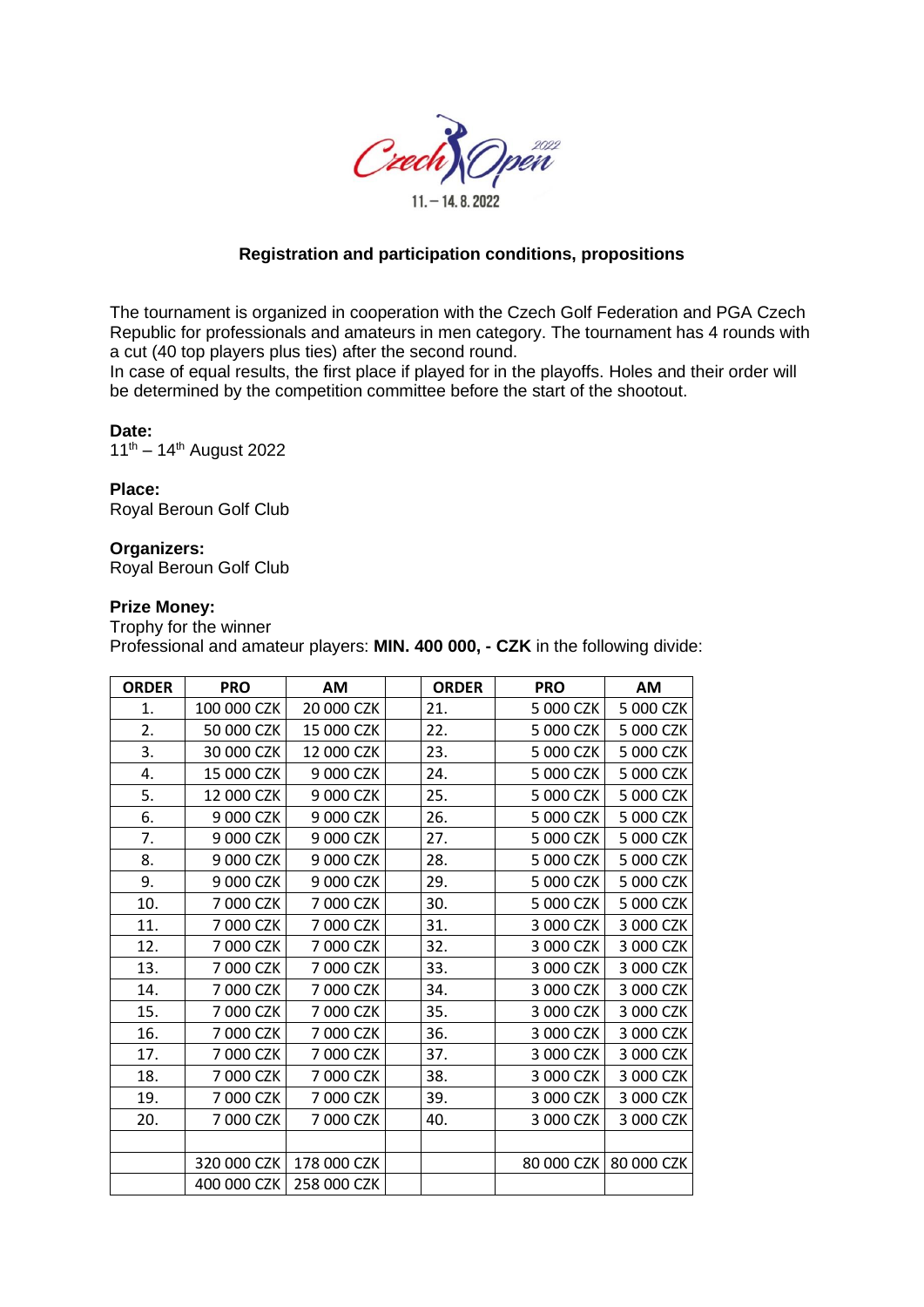Czech Open 2022

11. – 14. 8. 2022

## Registration and participation conditions, propositions

The tournament is organized in cooperation with the Czech Golf Federation and PGA Czech Republic for professionals and amateurs in men category. The tournament has 4 rounds with a cut (40 top players plus ties) after the second round.
In case of equal results, the first place if played for in the playoffs. Holes and their order will be determined by the competition committee before the start of the shootout.

**Date:**
11th – 14th August 2022

**Place:**
Royal Beroun Golf Club

**Organizers:**
Royal Beroun Golf Club

**Prize Money:**
Trophy for the winner
Professional and amateur players: **MIN. 400 000, - CZK** in the following divide:

| ORDER | PRO | AM | | ORDER | PRO | AM |
|---|---|---|---|---|---|---|
| 1. | 100 000 CZK | 20 000 CZK | | 21. | 5 000 CZK | 5 000 CZK |
| 2. | 50 000 CZK | 15 000 CZK | | 22. | 5 000 CZK | 5 000 CZK |
| 3. | 30 000 CZK | 12 000 CZK | | 23. | 5 000 CZK | 5 000 CZK |
| 4. | 15 000 CZK | 9 000 CZK | | 24. | 5 000 CZK | 5 000 CZK |
| 5. | 12 000 CZK | 9 000 CZK | | 25. | 5 000 CZK | 5 000 CZK |
| 6. | 9 000 CZK | 9 000 CZK | | 26. | 5 000 CZK | 5 000 CZK |
| 7. | 9 000 CZK | 9 000 CZK | | 27. | 5 000 CZK | 5 000 CZK |
| 8. | 9 000 CZK | 9 000 CZK | | 28. | 5 000 CZK | 5 000 CZK |
| 9. | 9 000 CZK | 9 000 CZK | | 29. | 5 000 CZK | 5 000 CZK |
| 10. | 7 000 CZK | 7 000 CZK | | 30. | 5 000 CZK | 5 000 CZK |
| 11. | 7 000 CZK | 7 000 CZK | | 31. | 3 000 CZK | 3 000 CZK |
| 12. | 7 000 CZK | 7 000 CZK | | 32. | 3 000 CZK | 3 000 CZK |
| 13. | 7 000 CZK | 7 000 CZK | | 33. | 3 000 CZK | 3 000 CZK |
| 14. | 7 000 CZK | 7 000 CZK | | 34. | 3 000 CZK | 3 000 CZK |
| 15. | 7 000 CZK | 7 000 CZK | | 35. | 3 000 CZK | 3 000 CZK |
| 16. | 7 000 CZK | 7 000 CZK | | 36. | 3 000 CZK | 3 000 CZK |
| 17. | 7 000 CZK | 7 000 CZK | | 37. | 3 000 CZK | 3 000 CZK |
| 18. | 7 000 CZK | 7 000 CZK | | 38. | 3 000 CZK | 3 000 CZK |
| 19. | 7 000 CZK | 7 000 CZK | | 39. | 3 000 CZK | 3 000 CZK |
| 20. | 7 000 CZK | 7 000 CZK | | 40. | 3 000 CZK | 3 000 CZK |
| | | | | | | |
| | 320 000 CZK | 178 000 CZK | | | 80 000 CZK | 80 000 CZK |
| | 400 000 CZK | 258 000 CZK | | | | |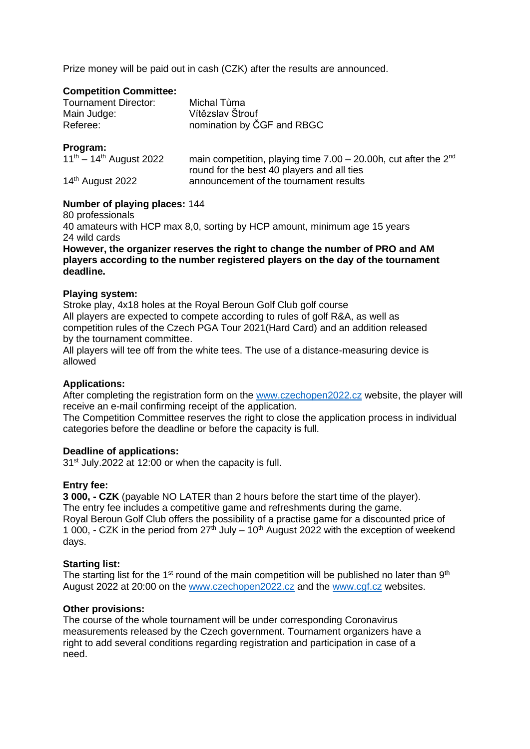Prize money will be paid out in cash (CZK) after the results are announced.

**Competition Committee:**

| | |
|---|---|
| Tournament Director: | Michal Tůma |
| Main Judge: | Vítězslav Štrouf |
| Referee: | nomination by ČGF and RBGC |

**Program:**

| | |
|---|---|
| 11th – 14th August 2022 | main competition, playing time 7.00 – 20.00h, cut after the 2nd round for the best 40 players and all ties |
| 14th August 2022 | announcement of the tournament results |

**Number of playing places:** 144
80 professionals
40 amateurs with HCP max 8,0, sorting by HCP amount, minimum age 15 years
24 wild cards
**However, the organizer reserves the right to change the number of PRO and AM players according to the number registered players on the day of the tournament deadline.**

**Playing system:**
Stroke play, 4x18 holes at the Royal Beroun Golf Club golf course
All players are expected to compete according to rules of golf R&A, as well as competition rules of the Czech PGA Tour 2021(Hard Card) and an addition released by the tournament committee.
All players will tee off from the white tees. The use of a distance-measuring device is allowed

**Applications:**
After completing the registration form on the www.czechopen2022.cz website, the player will receive an e-mail confirming receipt of the application.
The Competition Committee reserves the right to close the application process in individual categories before the deadline or before the capacity is full.

**Deadline of applications:**
31st July.2022 at 12:00 or when the capacity is full.

**Entry fee:**
**3 000, - CZK** (payable NO LATER than 2 hours before the start time of the player).
The entry fee includes a competitive game and refreshments during the game.
Royal Beroun Golf Club offers the possibility of a practise game for a discounted price of 1 000, - CZK in the period from 27th July – 10th August 2022 with the exception of weekend days.

**Starting list:**
The starting list for the 1st round of the main competition will be published no later than 9th August 2022 at 20:00 on the www.czechopen2022.cz and the www.cgf.cz websites.

**Other provisions:**
The course of the whole tournament will be under corresponding Coronavirus measurements released by the Czech government. Tournament organizers have a right to add several conditions regarding registration and participation in case of a need.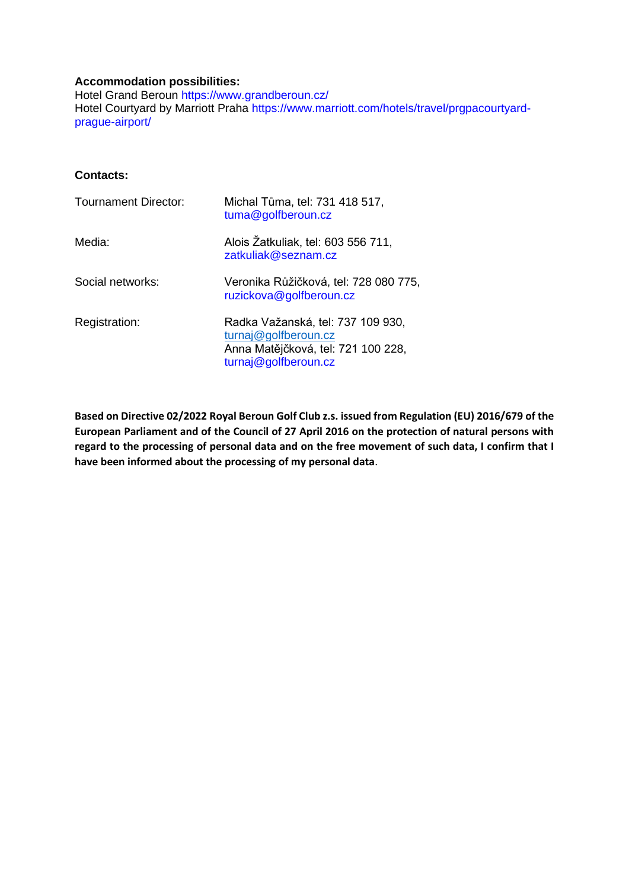**Accommodation possibilities:**
Hotel Grand Beroun https://www.grandberoun.cz/
Hotel Courtyard by Marriott Praha https://www.marriott.com/hotels/travel/prgpacourtyard-prague-airport/

**Contacts:**

| | |
|---|---|
| Tournament Director: | Michal Tůma, tel: 731 418 517, tuma@golfberoun.cz |
| Media: | Alois Žatkuliak, tel: 603 556 711, zatkuliak@seznam.cz |
| Social networks: | Veronika Růžičková, tel: 728 080 775, ruzickova@golfberoun.cz |
| Registration: | Radka Važanská, tel: 737 109 930, turnaj@golfberoun.cz<br>Anna Matějčková, tel: 721 100 228, turnaj@golfberoun.cz |

**Based on Directive 02/2022 Royal Beroun Golf Club z.s. issued from Regulation (EU) 2016/679 of the European Parliament and of the Council of 27 April 2016 on the protection of natural persons with regard to the processing of personal data and on the free movement of such data, I confirm that I have been informed about the processing of my personal data**.